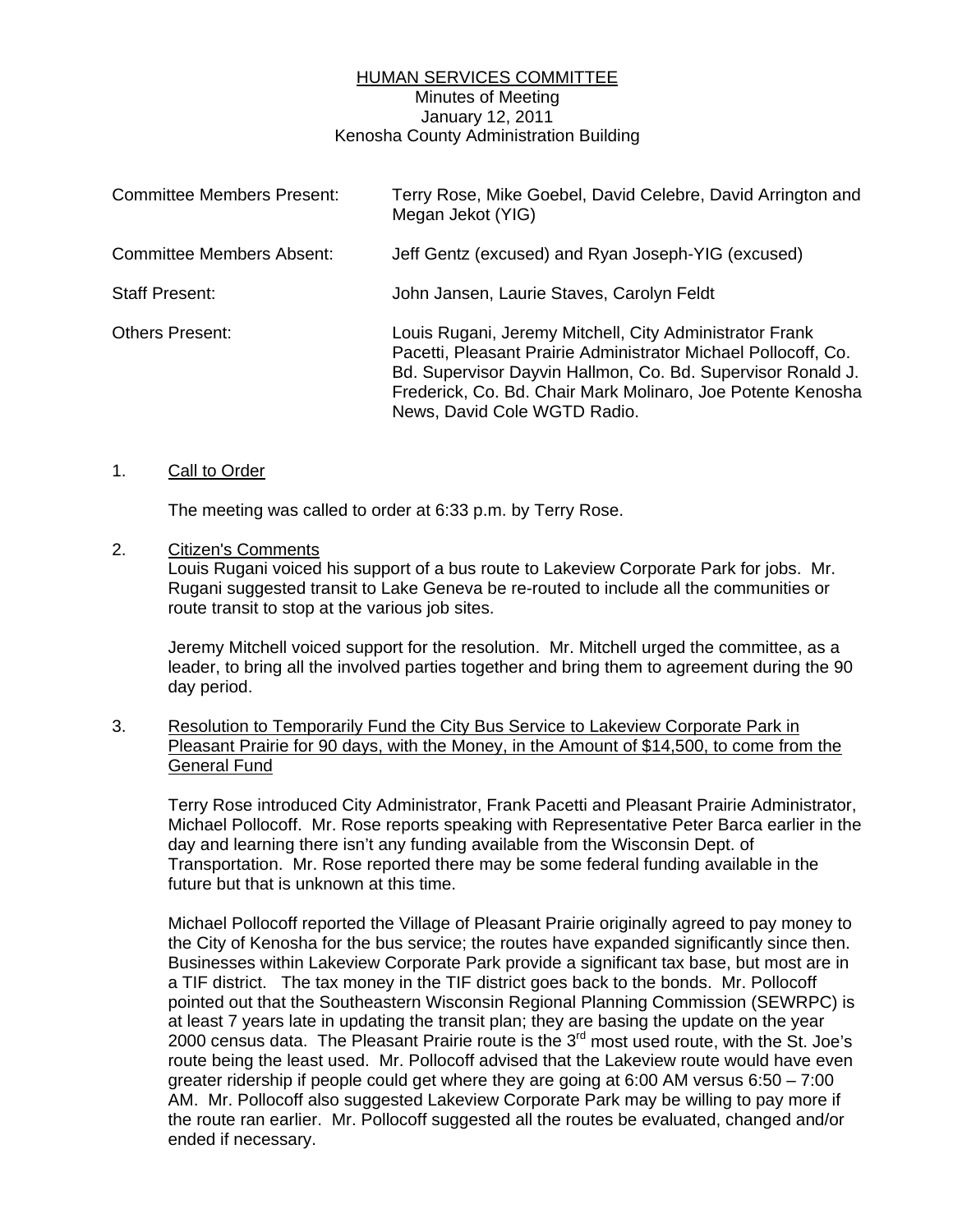# HUMAN SERVICES COMMITTEE

Minutes of Meeting
January 12, 2011
Kenosha County Administration Building

| | |
|---|---|
| Committee Members Present: | Terry Rose, Mike Goebel, David Celebre, David Arrington and Megan Jekot (YIG) |
| Committee Members Absent: | Jeff Gentz (excused) and Ryan Joseph-YIG (excused) |
| Staff Present: | John Jansen, Laurie Staves, Carolyn Feldt |
| Others Present: | Louis Rugani, Jeremy Mitchell, City Administrator Frank Pacetti, Pleasant Prairie Administrator Michael Pollocoff, Co. Bd. Supervisor Dayvin Hallmon, Co. Bd. Supervisor Ronald J. Frederick, Co. Bd. Chair Mark Molinaro, Joe Potente Kenosha News, David Cole WGTD Radio. |

1. Call to Order

   The meeting was called to order at 6:33 p.m. by Terry Rose.

2. Citizen's Comments

   Louis Rugani voiced his support of a bus route to Lakeview Corporate Park for jobs. Mr. Rugani suggested transit to Lake Geneva be re-routed to include all the communities or route transit to stop at the various job sites.

   Jeremy Mitchell voiced support for the resolution. Mr. Mitchell urged the committee, as a leader, to bring all the involved parties together and bring them to agreement during the 90 day period.

3. Resolution to Temporarily Fund the City Bus Service to Lakeview Corporate Park in Pleasant Prairie for 90 days, with the Money, in the Amount of $14,500, to come from the General Fund

   Terry Rose introduced City Administrator, Frank Pacetti and Pleasant Prairie Administrator, Michael Pollocoff. Mr. Rose reports speaking with Representative Peter Barca earlier in the day and learning there isn't any funding available from the Wisconsin Dept. of Transportation. Mr. Rose reported there may be some federal funding available in the future but that is unknown at this time.

   Michael Pollocoff reported the Village of Pleasant Prairie originally agreed to pay money to the City of Kenosha for the bus service; the routes have expanded significantly since then. Businesses within Lakeview Corporate Park provide a significant tax base, but most are in a TIF district. The tax money in the TIF district goes back to the bonds. Mr. Pollocoff pointed out that the Southeastern Wisconsin Regional Planning Commission (SEWRPC) is at least 7 years late in updating the transit plan; they are basing the update on the year 2000 census data. The Pleasant Prairie route is the 3rd most used route, with the St. Joe's route being the least used. Mr. Pollocoff advised that the Lakeview route would have even greater ridership if people could get where they are going at 6:00 AM versus 6:50 – 7:00 AM. Mr. Pollocoff also suggested Lakeview Corporate Park may be willing to pay more if the route ran earlier. Mr. Pollocoff suggested all the routes be evaluated, changed and/or ended if necessary.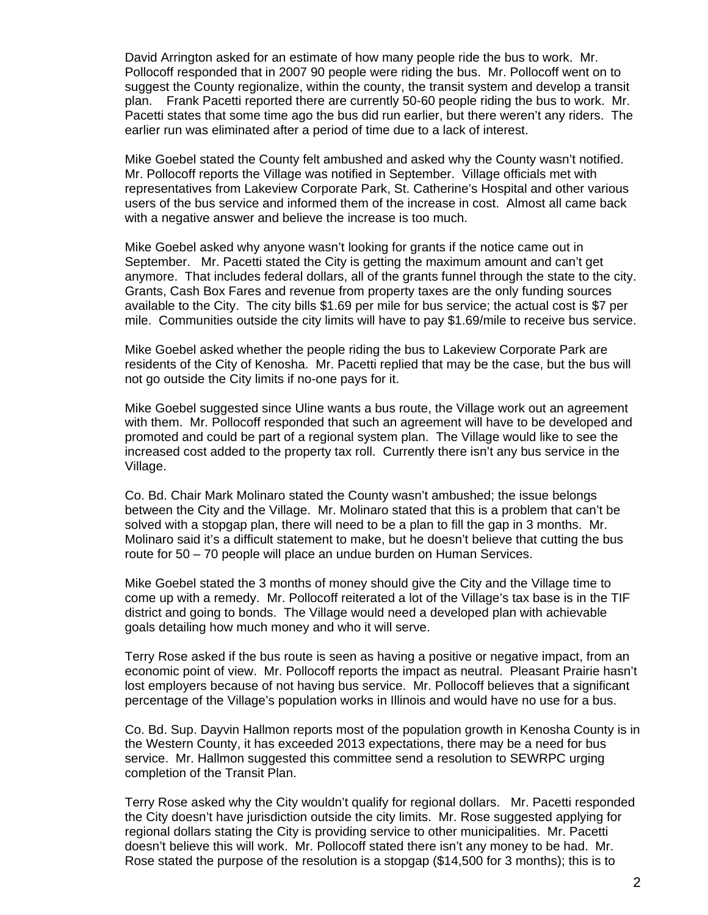David Arrington asked for an estimate of how many people ride the bus to work. Mr. Pollocoff responded that in 2007 90 people were riding the bus. Mr. Pollocoff went on to suggest the County regionalize, within the county, the transit system and develop a transit plan. Frank Pacetti reported there are currently 50-60 people riding the bus to work. Mr. Pacetti states that some time ago the bus did run earlier, but there weren't any riders. The earlier run was eliminated after a period of time due to a lack of interest.

Mike Goebel stated the County felt ambushed and asked why the County wasn't notified. Mr. Pollocoff reports the Village was notified in September. Village officials met with representatives from Lakeview Corporate Park, St. Catherine's Hospital and other various users of the bus service and informed them of the increase in cost. Almost all came back with a negative answer and believe the increase is too much.

Mike Goebel asked why anyone wasn't looking for grants if the notice came out in September. Mr. Pacetti stated the City is getting the maximum amount and can't get anymore. That includes federal dollars, all of the grants funnel through the state to the city. Grants, Cash Box Fares and revenue from property taxes are the only funding sources available to the City. The city bills $1.69 per mile for bus service; the actual cost is $7 per mile. Communities outside the city limits will have to pay $1.69/mile to receive bus service.

Mike Goebel asked whether the people riding the bus to Lakeview Corporate Park are residents of the City of Kenosha. Mr. Pacetti replied that may be the case, but the bus will not go outside the City limits if no-one pays for it.

Mike Goebel suggested since Uline wants a bus route, the Village work out an agreement with them. Mr. Pollocoff responded that such an agreement will have to be developed and promoted and could be part of a regional system plan. The Village would like to see the increased cost added to the property tax roll. Currently there isn't any bus service in the Village.

Co. Bd. Chair Mark Molinaro stated the County wasn't ambushed; the issue belongs between the City and the Village. Mr. Molinaro stated that this is a problem that can't be solved with a stopgap plan, there will need to be a plan to fill the gap in 3 months. Mr. Molinaro said it's a difficult statement to make, but he doesn't believe that cutting the bus route for 50 – 70 people will place an undue burden on Human Services.

Mike Goebel stated the 3 months of money should give the City and the Village time to come up with a remedy. Mr. Pollocoff reiterated a lot of the Village's tax base is in the TIF district and going to bonds. The Village would need a developed plan with achievable goals detailing how much money and who it will serve.

Terry Rose asked if the bus route is seen as having a positive or negative impact, from an economic point of view. Mr. Pollocoff reports the impact as neutral. Pleasant Prairie hasn't lost employers because of not having bus service. Mr. Pollocoff believes that a significant percentage of the Village's population works in Illinois and would have no use for a bus.

Co. Bd. Sup. Dayvin Hallmon reports most of the population growth in Kenosha County is in the Western County, it has exceeded 2013 expectations, there may be a need for bus service. Mr. Hallmon suggested this committee send a resolution to SEWRPC urging completion of the Transit Plan.

Terry Rose asked why the City wouldn't qualify for regional dollars. Mr. Pacetti responded the City doesn't have jurisdiction outside the city limits. Mr. Rose suggested applying for regional dollars stating the City is providing service to other municipalities. Mr. Pacetti doesn't believe this will work. Mr. Pollocoff stated there isn't any money to be had. Mr. Rose stated the purpose of the resolution is a stopgap ($14,500 for 3 months); this is to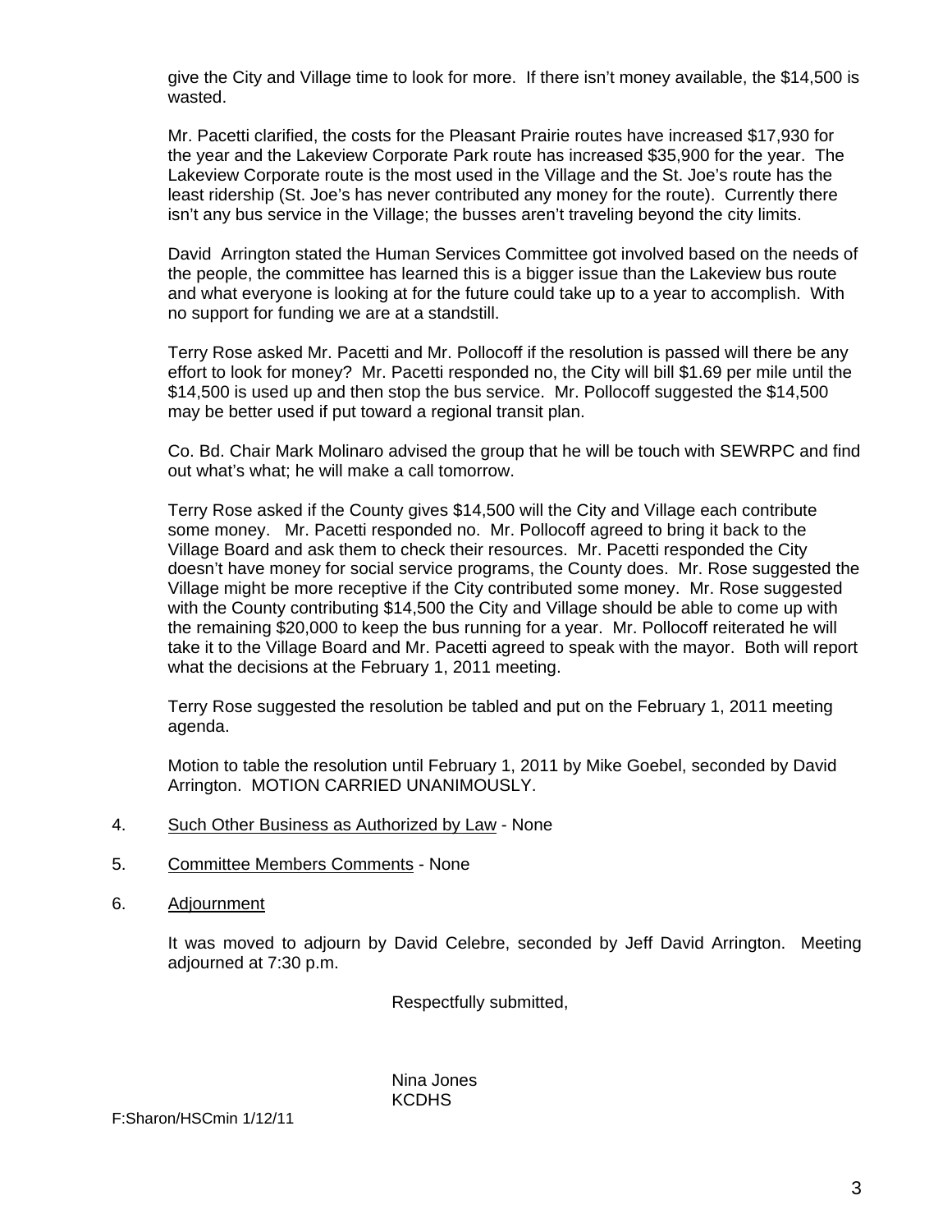give the City and Village time to look for more. If there isn't money available, the $14,500 is wasted.

Mr. Pacetti clarified, the costs for the Pleasant Prairie routes have increased $17,930 for the year and the Lakeview Corporate Park route has increased $35,900 for the year. The Lakeview Corporate route is the most used in the Village and the St. Joe's route has the least ridership (St. Joe's has never contributed any money for the route). Currently there isn't any bus service in the Village; the busses aren't traveling beyond the city limits.

David Arrington stated the Human Services Committee got involved based on the needs of the people, the committee has learned this is a bigger issue than the Lakeview bus route and what everyone is looking at for the future could take up to a year to accomplish. With no support for funding we are at a standstill.

Terry Rose asked Mr. Pacetti and Mr. Pollocoff if the resolution is passed will there be any effort to look for money? Mr. Pacetti responded no, the City will bill $1.69 per mile until the $14,500 is used up and then stop the bus service. Mr. Pollocoff suggested the $14,500 may be better used if put toward a regional transit plan.

Co. Bd. Chair Mark Molinaro advised the group that he will be touch with SEWRPC and find out what's what; he will make a call tomorrow.

Terry Rose asked if the County gives $14,500 will the City and Village each contribute some money. Mr. Pacetti responded no. Mr. Pollocoff agreed to bring it back to the Village Board and ask them to check their resources. Mr. Pacetti responded the City doesn't have money for social service programs, the County does. Mr. Rose suggested the Village might be more receptive if the City contributed some money. Mr. Rose suggested with the County contributing $14,500 the City and Village should be able to come up with the remaining $20,000 to keep the bus running for a year. Mr. Pollocoff reiterated he will take it to the Village Board and Mr. Pacetti agreed to speak with the mayor. Both will report what the decisions at the February 1, 2011 meeting.

Terry Rose suggested the resolution be tabled and put on the February 1, 2011 meeting agenda.

Motion to table the resolution until February 1, 2011 by Mike Goebel, seconded by David Arrington. MOTION CARRIED UNANIMOUSLY.

4. Such Other Business as Authorized by Law - None

5. Committee Members Comments - None

6. Adjournment

It was moved to adjourn by David Celebre, seconded by Jeff David Arrington. Meeting adjourned at 7:30 p.m.

Respectfully submitted,

Nina Jones
KCDHS

F:Sharon/HSCmin 1/12/11